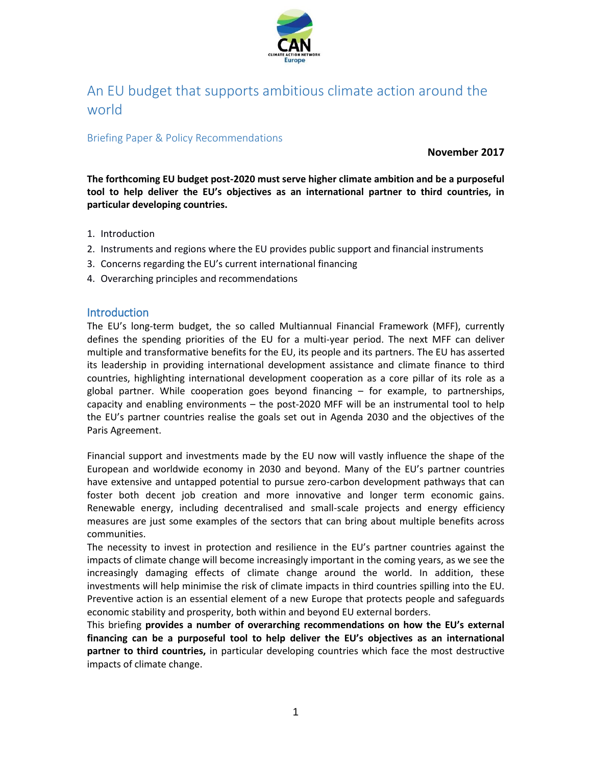# An EU budget that supports ambitious climate action around the world

## Briefing Paper & Policy Recommendations

**November 2017**

**The forthcoming EU budget post-2020 must serve higher climate ambition and be a purposeful tool to help deliver the EU's objectives as an international partner to third countries, in particular developing countries.**

1. Introduction
2. Instruments and regions where the EU provides public support and financial instruments
3. Concerns regarding the EU's current international financing
4. Overarching principles and recommendations

## Introduction

The EU's long-term budget, the so called Multiannual Financial Framework (MFF), currently defines the spending priorities of the EU for a multi-year period. The next MFF can deliver multiple and transformative benefits for the EU, its people and its partners. The EU has asserted its leadership in providing international development assistance and climate finance to third countries, highlighting international development cooperation as a core pillar of its role as a global partner. While cooperation goes beyond financing – for example, to partnerships, capacity and enabling environments – the post-2020 MFF will be an instrumental tool to help the EU's partner countries realise the goals set out in Agenda 2030 and the objectives of the Paris Agreement.

Financial support and investments made by the EU now will vastly influence the shape of the European and worldwide economy in 2030 and beyond. Many of the EU's partner countries have extensive and untapped potential to pursue zero-carbon development pathways that can foster both decent job creation and more innovative and longer term economic gains. Renewable energy, including decentralised and small-scale projects and energy efficiency measures are just some examples of the sectors that can bring about multiple benefits across communities.

The necessity to invest in protection and resilience in the EU's partner countries against the impacts of climate change will become increasingly important in the coming years, as we see the increasingly damaging effects of climate change around the world. In addition, these investments will help minimise the risk of climate impacts in third countries spilling into the EU. Preventive action is an essential element of a new Europe that protects people and safeguards economic stability and prosperity, both within and beyond EU external borders.

This briefing **provides a number of overarching recommendations on how the EU's external financing can be a purposeful tool to help deliver the EU's objectives as an international partner to third countries,** in particular developing countries which face the most destructive impacts of climate change.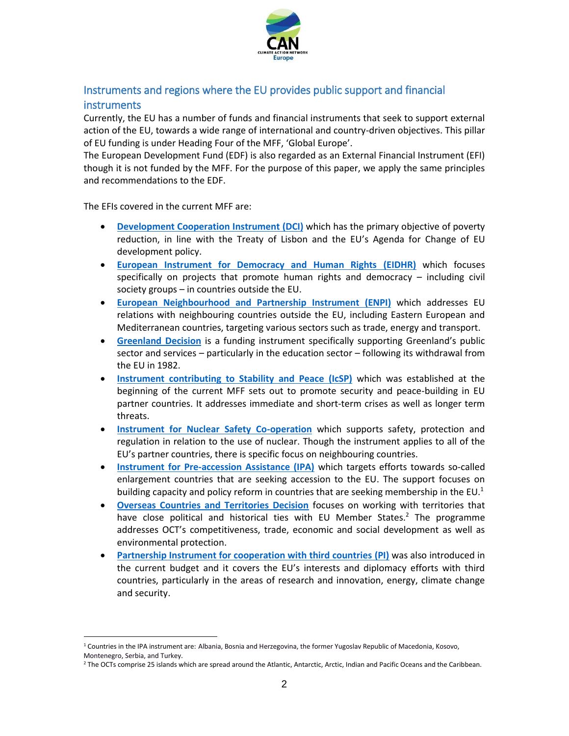## Instruments and regions where the EU provides public support and financial instruments

Currently, the EU has a number of funds and financial instruments that seek to support external action of the EU, towards a wide range of international and country-driven objectives. This pillar of EU funding is under Heading Four of the MFF, 'Global Europe'.

The European Development Fund (EDF) is also regarded as an External Financial Instrument (EFI) though it is not funded by the MFF. For the purpose of this paper, we apply the same principles and recommendations to the EDF.

The EFIs covered in the current MFF are:

- **Development Cooperation Instrument (DCI)** which has the primary objective of poverty reduction, in line with the Treaty of Lisbon and the EU's Agenda for Change of EU development policy.
- **European Instrument for Democracy and Human Rights (EIDHR)** which focuses specifically on projects that promote human rights and democracy – including civil society groups – in countries outside the EU.
- **European Neighbourhood and Partnership Instrument (ENPI)** which addresses EU relations with neighbouring countries outside the EU, including Eastern European and Mediterranean countries, targeting various sectors such as trade, energy and transport.
- **Greenland Decision** is a funding instrument specifically supporting Greenland's public sector and services – particularly in the education sector – following its withdrawal from the EU in 1982.
- **Instrument contributing to Stability and Peace (IcSP)** which was established at the beginning of the current MFF sets out to promote security and peace-building in EU partner countries. It addresses immediate and short-term crises as well as longer term threats.
- **Instrument for Nuclear Safety Co-operation** which supports safety, protection and regulation in relation to the use of nuclear. Though the instrument applies to all of the EU's partner countries, there is specific focus on neighbouring countries.
- **Instrument for Pre-accession Assistance (IPA)** which targets efforts towards so-called enlargement countries that are seeking accession to the EU. The support focuses on building capacity and policy reform in countries that are seeking membership in the EU.[1]
- **Overseas Countries and Territories Decision** focuses on working with territories that have close political and historical ties with EU Member States.[2] The programme addresses OCT's competitiveness, trade, economic and social development as well as environmental protection.
- **Partnership Instrument for cooperation with third countries (PI)** was also introduced in the current budget and it covers the EU's interests and diplomacy efforts with third countries, particularly in the areas of research and innovation, energy, climate change and security.

---

[1] Countries in the IPA instrument are: Albania, Bosnia and Herzegovina, the former Yugoslav Republic of Macedonia, Kosovo, Montenegro, Serbia, and Turkey.

[2] The OCTs comprise 25 islands which are spread around the Atlantic, Antarctic, Arctic, Indian and Pacific Oceans and the Caribbean.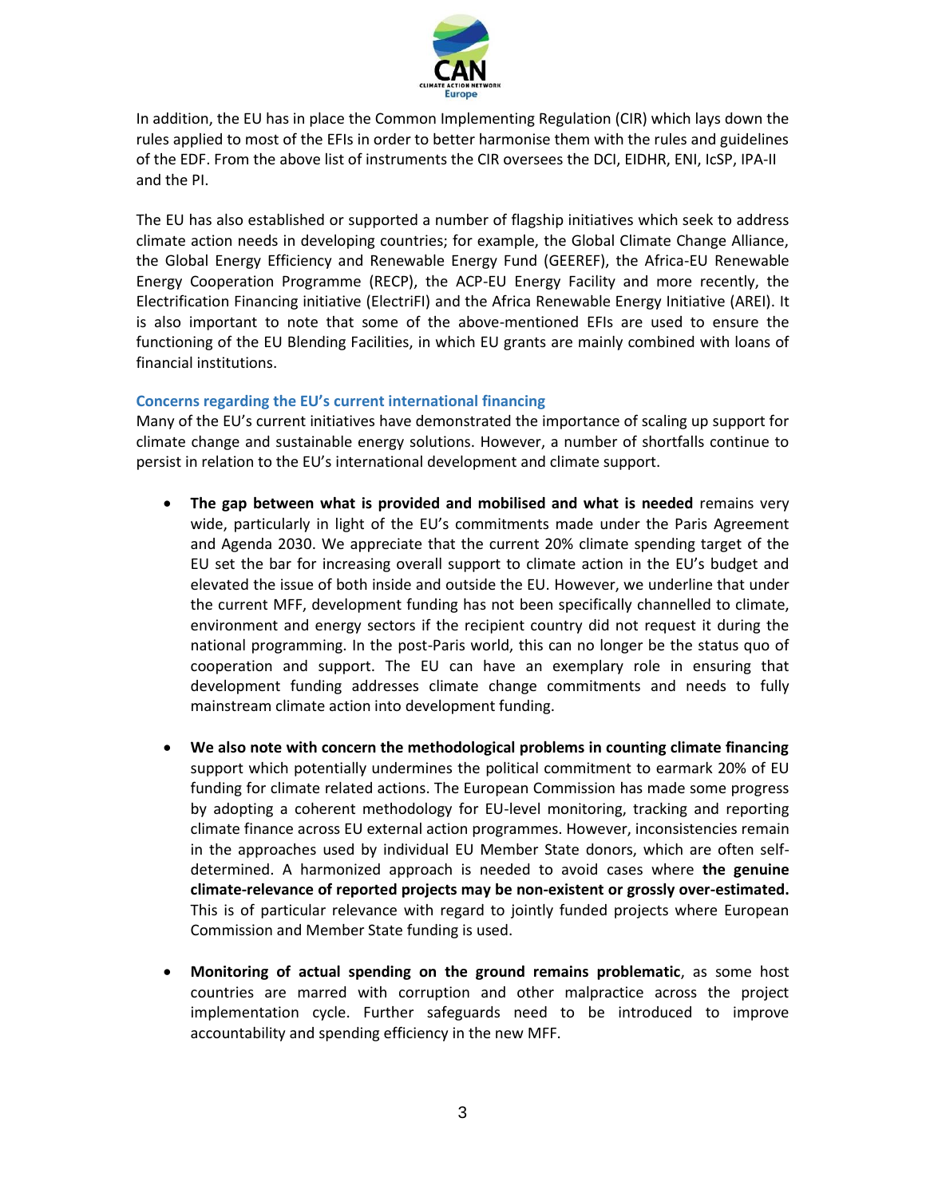In addition, the EU has in place the Common Implementing Regulation (CIR) which lays down the rules applied to most of the EFIs in order to better harmonise them with the rules and guidelines of the EDF. From the above list of instruments the CIR oversees the DCI, EIDHR, ENI, IcSP, IPA-II and the PI.

The EU has also established or supported a number of flagship initiatives which seek to address climate action needs in developing countries; for example, the Global Climate Change Alliance, the Global Energy Efficiency and Renewable Energy Fund (GEEREF), the Africa-EU Renewable Energy Cooperation Programme (RECP), the ACP-EU Energy Facility and more recently, the Electrification Financing initiative (ElectriFI) and the Africa Renewable Energy Initiative (AREI). It is also important to note that some of the above-mentioned EFIs are used to ensure the functioning of the EU Blending Facilities, in which EU grants are mainly combined with loans of financial institutions.

### Concerns regarding the EU's current international financing

Many of the EU's current initiatives have demonstrated the importance of scaling up support for climate change and sustainable energy solutions. However, a number of shortfalls continue to persist in relation to the EU's international development and climate support.

- **The gap between what is provided and mobilised and what is needed** remains very wide, particularly in light of the EU's commitments made under the Paris Agreement and Agenda 2030. We appreciate that the current 20% climate spending target of the EU set the bar for increasing overall support to climate action in the EU's budget and elevated the issue of both inside and outside the EU. However, we underline that under the current MFF, development funding has not been specifically channelled to climate, environment and energy sectors if the recipient country did not request it during the national programming. In the post-Paris world, this can no longer be the status quo of cooperation and support. The EU can have an exemplary role in ensuring that development funding addresses climate change commitments and needs to fully mainstream climate action into development funding.

- **We also note with concern the methodological problems in counting climate financing** support which potentially undermines the political commitment to earmark 20% of EU funding for climate related actions. The European Commission has made some progress by adopting a coherent methodology for EU-level monitoring, tracking and reporting climate finance across EU external action programmes. However, inconsistencies remain in the approaches used by individual EU Member State donors, which are often self-determined. A harmonized approach is needed to avoid cases where **the genuine climate-relevance of reported projects may be non-existent or grossly over-estimated.** This is of particular relevance with regard to jointly funded projects where European Commission and Member State funding is used.

- **Monitoring of actual spending on the ground remains problematic**, as some host countries are marred with corruption and other malpractice across the project implementation cycle. Further safeguards need to be introduced to improve accountability and spending efficiency in the new MFF.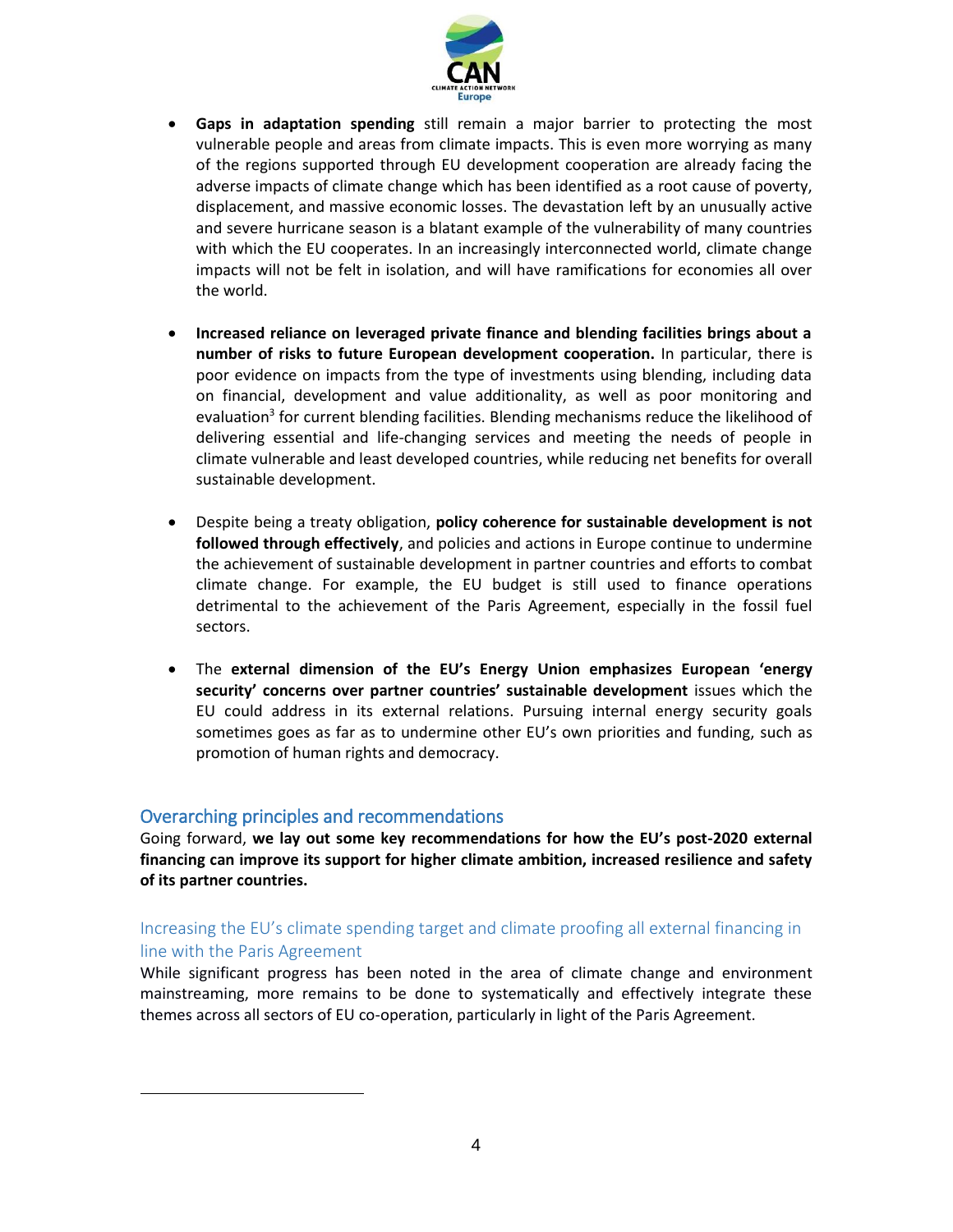- **Gaps in adaptation spending** still remain a major barrier to protecting the most vulnerable people and areas from climate impacts. This is even more worrying as many of the regions supported through EU development cooperation are already facing the adverse impacts of climate change which has been identified as a root cause of poverty, displacement, and massive economic losses. The devastation left by an unusually active and severe hurricane season is a blatant example of the vulnerability of many countries with which the EU cooperates. In an increasingly interconnected world, climate change impacts will not be felt in isolation, and will have ramifications for economies all over the world.

- **Increased reliance on leveraged private finance and blending facilities brings about a number of risks to future European development cooperation.** In particular, there is poor evidence on impacts from the type of investments using blending, including data on financial, development and value additionality, as well as poor monitoring and evaluation[3] for current blending facilities. Blending mechanisms reduce the likelihood of delivering essential and life-changing services and meeting the needs of people in climate vulnerable and least developed countries, while reducing net benefits for overall sustainable development.

- Despite being a treaty obligation, **policy coherence for sustainable development is not followed through effectively**, and policies and actions in Europe continue to undermine the achievement of sustainable development in partner countries and efforts to combat climate change. For example, the EU budget is still used to finance operations detrimental to the achievement of the Paris Agreement, especially in the fossil fuel sectors.

- The **external dimension of the EU's Energy Union emphasizes European 'energy security' concerns over partner countries' sustainable development** issues which the EU could address in its external relations. Pursuing internal energy security goals sometimes goes as far as to undermine other EU's own priorities and funding, such as promotion of human rights and democracy.

## Overarching principles and recommendations

Going forward, **we lay out some key recommendations for how the EU's post-2020 external financing can improve its support for higher climate ambition, increased resilience and safety of its partner countries.**

### Increasing the EU's climate spending target and climate proofing all external financing in line with the Paris Agreement

While significant progress has been noted in the area of climate change and environment mainstreaming, more remains to be done to systematically and effectively integrate these themes across all sectors of EU co-operation, particularly in light of the Paris Agreement.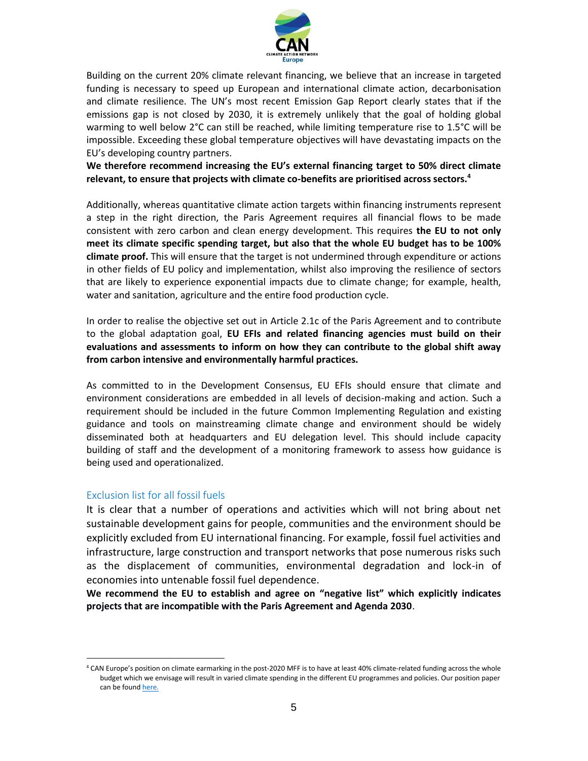Building on the current 20% climate relevant financing, we believe that an increase in targeted funding is necessary to speed up European and international climate action, decarbonisation and climate resilience. The UN's most recent Emission Gap Report clearly states that if the emissions gap is not closed by 2030, it is extremely unlikely that the goal of holding global warming to well below 2°C can still be reached, while limiting temperature rise to 1.5°C will be impossible. Exceeding these global temperature objectives will have devastating impacts on the EU's developing country partners.

**We therefore recommend increasing the EU's external financing target to 50% direct climate relevant, to ensure that projects with climate co-benefits are prioritised across sectors.**[4]

Additionally, whereas quantitative climate action targets within financing instruments represent a step in the right direction, the Paris Agreement requires all financial flows to be made consistent with zero carbon and clean energy development. This requires **the EU to not only meet its climate specific spending target, but also that the whole EU budget has to be 100% climate proof.** This will ensure that the target is not undermined through expenditure or actions in other fields of EU policy and implementation, whilst also improving the resilience of sectors that are likely to experience exponential impacts due to climate change; for example, health, water and sanitation, agriculture and the entire food production cycle.

In order to realise the objective set out in Article 2.1c of the Paris Agreement and to contribute to the global adaptation goal, **EU EFIs and related financing agencies must build on their evaluations and assessments to inform on how they can contribute to the global shift away from carbon intensive and environmentally harmful practices.**

As committed to in the Development Consensus, EU EFIs should ensure that climate and environment considerations are embedded in all levels of decision-making and action. Such a requirement should be included in the future Common Implementing Regulation and existing guidance and tools on mainstreaming climate change and environment should be widely disseminated both at headquarters and EU delegation level. This should include capacity building of staff and the development of a monitoring framework to assess how guidance is being used and operationalized.

## Exclusion list for all fossil fuels

It is clear that a number of operations and activities which will not bring about net sustainable development gains for people, communities and the environment should be explicitly excluded from EU international financing. For example, fossil fuel activities and infrastructure, large construction and transport networks that pose numerous risks such as the displacement of communities, environmental degradation and lock-in of economies into untenable fossil fuel dependence.

**We recommend the EU to establish and agree on "negative list" which explicitly indicates projects that are incompatible with the Paris Agreement and Agenda 2030**.

---

[4] CAN Europe's position on climate earmarking in the post-2020 MFF is to have at least 40% climate-related funding across the whole budget which we envisage will result in varied climate spending in the different EU programmes and policies. Our position paper can be found here.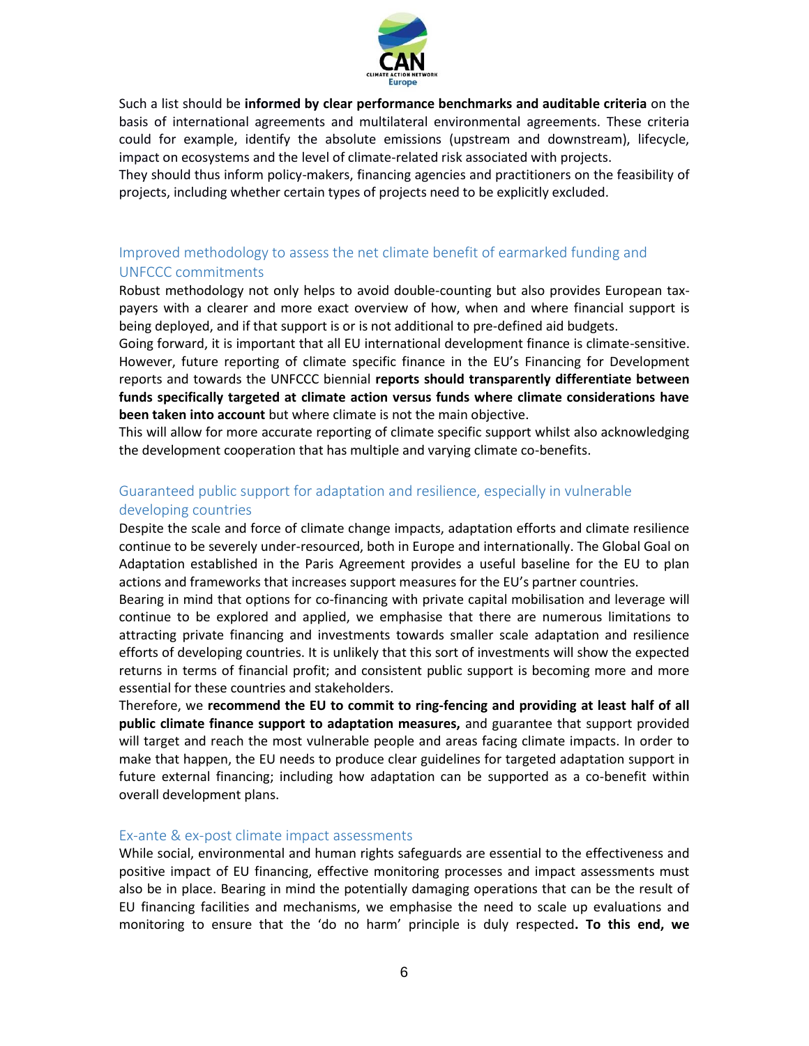Such a list should be **informed by clear performance benchmarks and auditable criteria** on the basis of international agreements and multilateral environmental agreements. These criteria could for example, identify the absolute emissions (upstream and downstream), lifecycle, impact on ecosystems and the level of climate-related risk associated with projects.
They should thus inform policy-makers, financing agencies and practitioners on the feasibility of projects, including whether certain types of projects need to be explicitly excluded.

## Improved methodology to assess the net climate benefit of earmarked funding and UNFCCC commitments

Robust methodology not only helps to avoid double-counting but also provides European tax-payers with a clearer and more exact overview of how, when and where financial support is being deployed, and if that support is or is not additional to pre-defined aid budgets.
Going forward, it is important that all EU international development finance is climate-sensitive. However, future reporting of climate specific finance in the EU's Financing for Development reports and towards the UNFCCC biennial **reports should transparently differentiate between funds specifically targeted at climate action versus funds where climate considerations have been taken into account** but where climate is not the main objective.
This will allow for more accurate reporting of climate specific support whilst also acknowledging the development cooperation that has multiple and varying climate co-benefits.

## Guaranteed public support for adaptation and resilience, especially in vulnerable developing countries

Despite the scale and force of climate change impacts, adaptation efforts and climate resilience continue to be severely under-resourced, both in Europe and internationally. The Global Goal on Adaptation established in the Paris Agreement provides a useful baseline for the EU to plan actions and frameworks that increases support measures for the EU's partner countries.
Bearing in mind that options for co-financing with private capital mobilisation and leverage will continue to be explored and applied, we emphasise that there are numerous limitations to attracting private financing and investments towards smaller scale adaptation and resilience efforts of developing countries. It is unlikely that this sort of investments will show the expected returns in terms of financial profit; and consistent public support is becoming more and more essential for these countries and stakeholders.
Therefore, we **recommend the EU to commit to ring-fencing and providing at least half of all public climate finance support to adaptation measures,** and guarantee that support provided will target and reach the most vulnerable people and areas facing climate impacts. In order to make that happen, the EU needs to produce clear guidelines for targeted adaptation support in future external financing; including how adaptation can be supported as a co-benefit within overall development plans.

## Ex-ante & ex-post climate impact assessments

While social, environmental and human rights safeguards are essential to the effectiveness and positive impact of EU financing, effective monitoring processes and impact assessments must also be in place. Bearing in mind the potentially damaging operations that can be the result of EU financing facilities and mechanisms, we emphasise the need to scale up evaluations and monitoring to ensure that the 'do no harm' principle is duly respected**. To this end, we**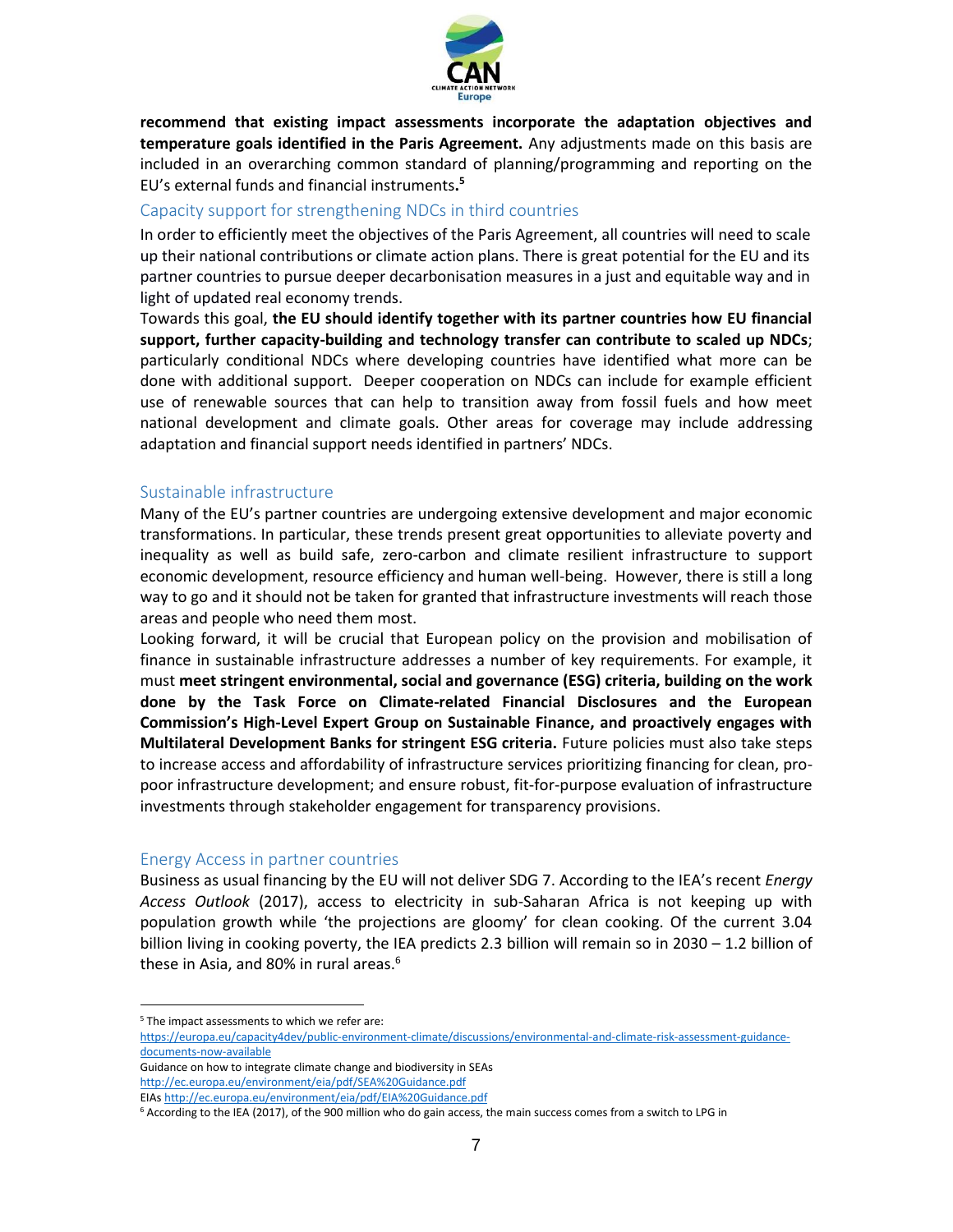**recommend that existing impact assessments incorporate the adaptation objectives and temperature goals identified in the Paris Agreement.** Any adjustments made on this basis are included in an overarching common standard of planning/programming and reporting on the EU's external funds and financial instruments**.**[5]

## Capacity support for strengthening NDCs in third countries

In order to efficiently meet the objectives of the Paris Agreement, all countries will need to scale up their national contributions or climate action plans. There is great potential for the EU and its partner countries to pursue deeper decarbonisation measures in a just and equitable way and in light of updated real economy trends.

Towards this goal, **the EU should identify together with its partner countries how EU financial support, further capacity-building and technology transfer can contribute to scaled up NDCs**; particularly conditional NDCs where developing countries have identified what more can be done with additional support. Deeper cooperation on NDCs can include for example efficient use of renewable sources that can help to transition away from fossil fuels and how meet national development and climate goals. Other areas for coverage may include addressing adaptation and financial support needs identified in partners' NDCs.

## Sustainable infrastructure

Many of the EU's partner countries are undergoing extensive development and major economic transformations. In particular, these trends present great opportunities to alleviate poverty and inequality as well as build safe, zero-carbon and climate resilient infrastructure to support economic development, resource efficiency and human well-being. However, there is still a long way to go and it should not be taken for granted that infrastructure investments will reach those areas and people who need them most.

Looking forward, it will be crucial that European policy on the provision and mobilisation of finance in sustainable infrastructure addresses a number of key requirements. For example, it must **meet stringent environmental, social and governance (ESG) criteria, building on the work done by the Task Force on Climate-related Financial Disclosures and the European Commission's High-Level Expert Group on Sustainable Finance, and proactively engages with Multilateral Development Banks for stringent ESG criteria.** Future policies must also take steps to increase access and affordability of infrastructure services prioritizing financing for clean, pro-poor infrastructure development; and ensure robust, fit-for-purpose evaluation of infrastructure investments through stakeholder engagement for transparency provisions.

## Energy Access in partner countries

Business as usual financing by the EU will not deliver SDG 7. According to the IEA's recent *Energy Access Outlook* (2017), access to electricity in sub-Saharan Africa is not keeping up with population growth while 'the projections are gloomy' for clean cooking. Of the current 3.04 billion living in cooking poverty, the IEA predicts 2.3 billion will remain so in 2030 – 1.2 billion of these in Asia, and 80% in rural areas.[6]

---

[5] The impact assessments to which we refer are:
https://europa.eu/capacity4dev/public-environment-climate/discussions/environmental-and-climate-risk-assessment-guidance-documents-now-available
Guidance on how to integrate climate change and biodiversity in SEAs
http://ec.europa.eu/environment/eia/pdf/SEA%20Guidance.pdf
EIAs http://ec.europa.eu/environment/eia/pdf/EIA%20Guidance.pdf

[6] According to the IEA (2017), of the 900 million who do gain access, the main success comes from a switch to LPG in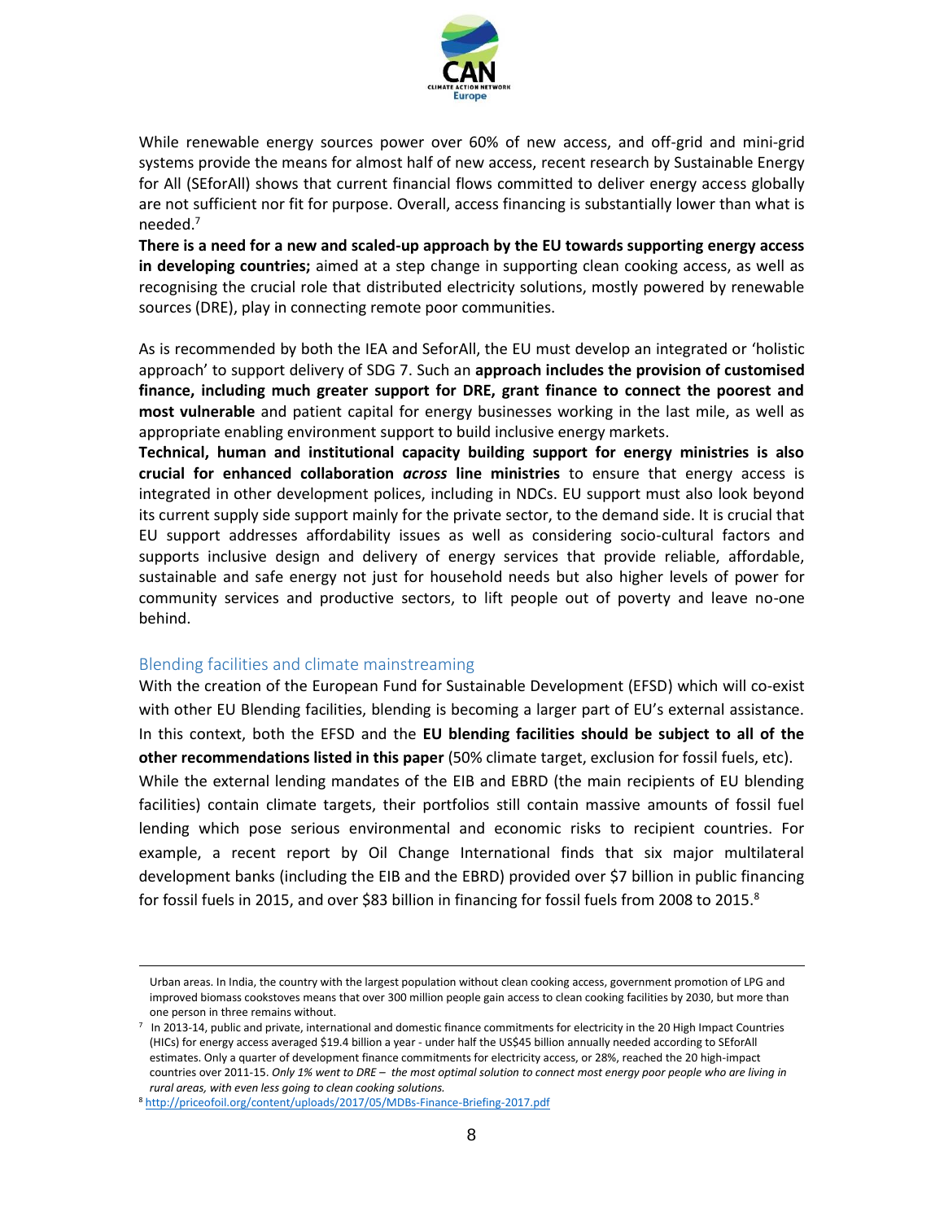While renewable energy sources power over 60% of new access, and off-grid and mini-grid systems provide the means for almost half of new access, recent research by Sustainable Energy for All (SEforAll) shows that current financial flows committed to deliver energy access globally are not sufficient nor fit for purpose. Overall, access financing is substantially lower than what is needed.[7]

**There is a need for a new and scaled-up approach by the EU towards supporting energy access in developing countries;** aimed at a step change in supporting clean cooking access, as well as recognising the crucial role that distributed electricity solutions, mostly powered by renewable sources (DRE), play in connecting remote poor communities.

As is recommended by both the IEA and SeforAll, the EU must develop an integrated or 'holistic approach' to support delivery of SDG 7. Such an **approach includes the provision of customised finance, including much greater support for DRE, grant finance to connect the poorest and most vulnerable** and patient capital for energy businesses working in the last mile, as well as appropriate enabling environment support to build inclusive energy markets.

**Technical, human and institutional capacity building support for energy ministries is also crucial for enhanced collaboration *across* line ministries** to ensure that energy access is integrated in other development polices, including in NDCs. EU support must also look beyond its current supply side support mainly for the private sector, to the demand side. It is crucial that EU support addresses affordability issues as well as considering socio-cultural factors and supports inclusive design and delivery of energy services that provide reliable, affordable, sustainable and safe energy not just for household needs but also higher levels of power for community services and productive sectors, to lift people out of poverty and leave no-one behind.

## Blending facilities and climate mainstreaming

With the creation of the European Fund for Sustainable Development (EFSD) which will co-exist with other EU Blending facilities, blending is becoming a larger part of EU's external assistance. In this context, both the EFSD and the **EU blending facilities should be subject to all of the other recommendations listed in this paper** (50% climate target, exclusion for fossil fuels, etc).

While the external lending mandates of the EIB and EBRD (the main recipients of EU blending facilities) contain climate targets, their portfolios still contain massive amounts of fossil fuel lending which pose serious environmental and economic risks to recipient countries. For example, a recent report by Oil Change International finds that six major multilateral development banks (including the EIB and the EBRD) provided over $7 billion in public financing for fossil fuels in 2015, and over $83 billion in financing for fossil fuels from 2008 to 2015.[8]

---

Urban areas. In India, the country with the largest population without clean cooking access, government promotion of LPG and improved biomass cookstoves means that over 300 million people gain access to clean cooking facilities by 2030, but more than one person in three remains without.

[7] In 2013-14, public and private, international and domestic finance commitments for electricity in the 20 High Impact Countries (HICs) for energy access averaged $19.4 billion a year - under half the US$45 billion annually needed according to SEforAll estimates. Only a quarter of development finance commitments for electricity access, or 28%, reached the 20 high-impact countries over 2011-15. *Only 1% went to DRE – the most optimal solution to connect most energy poor people who are living in rural areas, with even less going to clean cooking solutions.*

[8] http://priceofoil.org/content/uploads/2017/05/MDBs-Finance-Briefing-2017.pdf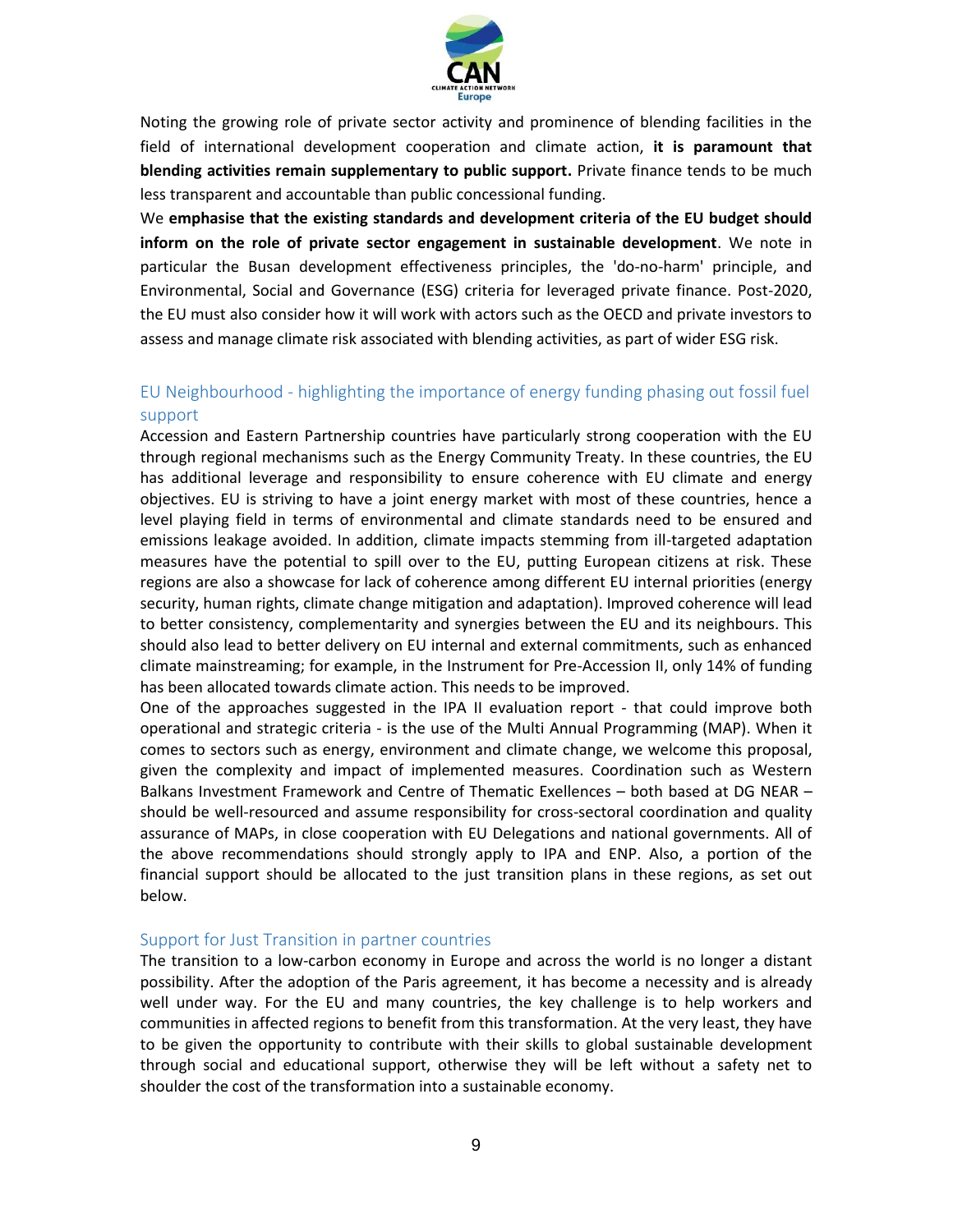Noting the growing role of private sector activity and prominence of blending facilities in the field of international development cooperation and climate action, **it is paramount that blending activities remain supplementary to public support.** Private finance tends to be much less transparent and accountable than public concessional funding.

We **emphasise that the existing standards and development criteria of the EU budget should inform on the role of private sector engagement in sustainable development**. We note in particular the Busan development effectiveness principles, the 'do-no-harm' principle, and Environmental, Social and Governance (ESG) criteria for leveraged private finance. Post-2020, the EU must also consider how it will work with actors such as the OECD and private investors to assess and manage climate risk associated with blending activities, as part of wider ESG risk.

## EU Neighbourhood - highlighting the importance of energy funding phasing out fossil fuel support

Accession and Eastern Partnership countries have particularly strong cooperation with the EU through regional mechanisms such as the Energy Community Treaty. In these countries, the EU has additional leverage and responsibility to ensure coherence with EU climate and energy objectives. EU is striving to have a joint energy market with most of these countries, hence a level playing field in terms of environmental and climate standards need to be ensured and emissions leakage avoided. In addition, climate impacts stemming from ill-targeted adaptation measures have the potential to spill over to the EU, putting European citizens at risk. These regions are also a showcase for lack of coherence among different EU internal priorities (energy security, human rights, climate change mitigation and adaptation). Improved coherence will lead to better consistency, complementarity and synergies between the EU and its neighbours. This should also lead to better delivery on EU internal and external commitments, such as enhanced climate mainstreaming; for example, in the Instrument for Pre-Accession II, only 14% of funding has been allocated towards climate action. This needs to be improved.

One of the approaches suggested in the IPA II evaluation report - that could improve both operational and strategic criteria - is the use of the Multi Annual Programming (MAP). When it comes to sectors such as energy, environment and climate change, we welcome this proposal, given the complexity and impact of implemented measures. Coordination such as Western Balkans Investment Framework and Centre of Thematic Exellences – both based at DG NEAR – should be well-resourced and assume responsibility for cross-sectoral coordination and quality assurance of MAPs, in close cooperation with EU Delegations and national governments. All of the above recommendations should strongly apply to IPA and ENP. Also, a portion of the financial support should be allocated to the just transition plans in these regions, as set out below.

## Support for Just Transition in partner countries

The transition to a low-carbon economy in Europe and across the world is no longer a distant possibility. After the adoption of the Paris agreement, it has become a necessity and is already well under way. For the EU and many countries, the key challenge is to help workers and communities in affected regions to benefit from this transformation. At the very least, they have to be given the opportunity to contribute with their skills to global sustainable development through social and educational support, otherwise they will be left without a safety net to shoulder the cost of the transformation into a sustainable economy.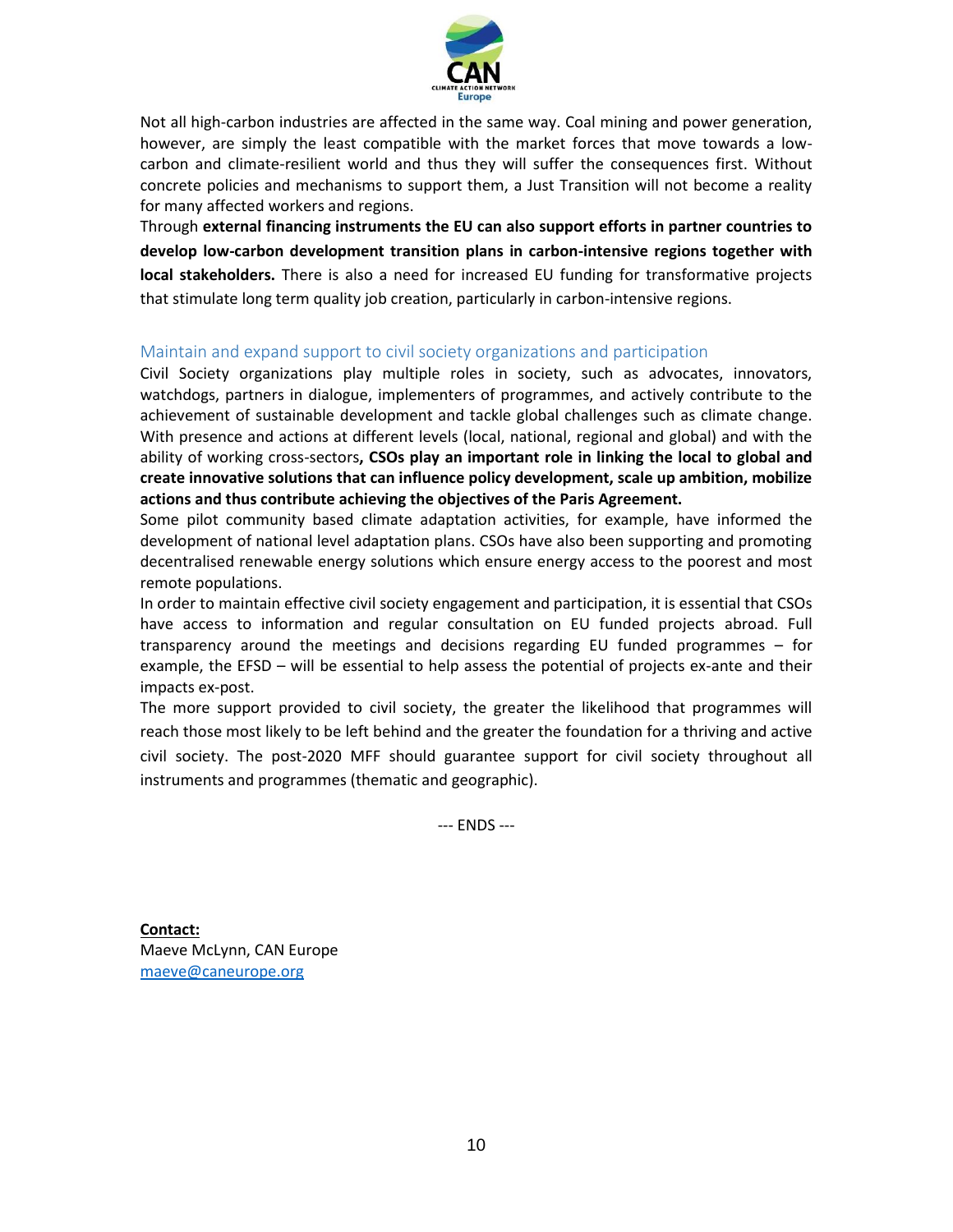Not all high-carbon industries are affected in the same way. Coal mining and power generation, however, are simply the least compatible with the market forces that move towards a low-carbon and climate-resilient world and thus they will suffer the consequences first. Without concrete policies and mechanisms to support them, a Just Transition will not become a reality for many affected workers and regions.

Through **external financing instruments the EU can also support efforts in partner countries to develop low-carbon development transition plans in carbon-intensive regions together with local stakeholders.** There is also a need for increased EU funding for transformative projects that stimulate long term quality job creation, particularly in carbon-intensive regions.

## Maintain and expand support to civil society organizations and participation

Civil Society organizations play multiple roles in society, such as advocates, innovators, watchdogs, partners in dialogue, implementers of programmes, and actively contribute to the achievement of sustainable development and tackle global challenges such as climate change. With presence and actions at different levels (local, national, regional and global) and with the ability of working cross-sectors**, CSOs play an important role in linking the local to global and create innovative solutions that can influence policy development, scale up ambition, mobilize actions and thus contribute achieving the objectives of the Paris Agreement.**

Some pilot community based climate adaptation activities, for example, have informed the development of national level adaptation plans. CSOs have also been supporting and promoting decentralised renewable energy solutions which ensure energy access to the poorest and most remote populations.

In order to maintain effective civil society engagement and participation, it is essential that CSOs have access to information and regular consultation on EU funded projects abroad. Full transparency around the meetings and decisions regarding EU funded programmes – for example, the EFSD – will be essential to help assess the potential of projects ex-ante and their impacts ex-post.

The more support provided to civil society, the greater the likelihood that programmes will reach those most likely to be left behind and the greater the foundation for a thriving and active civil society. The post-2020 MFF should guarantee support for civil society throughout all instruments and programmes (thematic and geographic).

--- ENDS ---

**Contact:**
Maeve McLynn, CAN Europe
maeve@caneurope.org